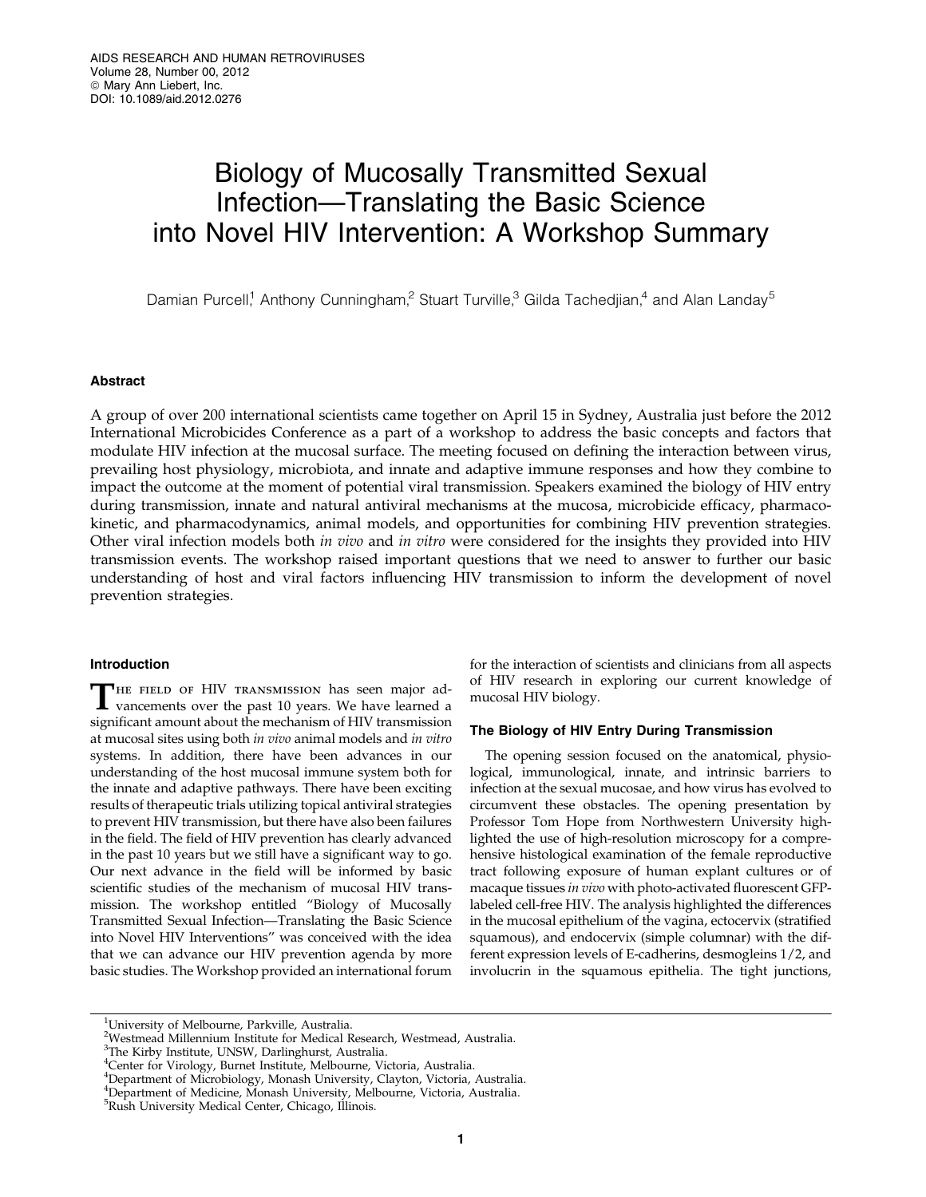# Biology of Mucosally Transmitted Sexual Infection—Translating the Basic Science into Novel HIV Intervention: A Workshop Summary

Damian Purcell,[1] Anthony Cunningham,[2] Stuart Turville,[3] Gilda Tachedjian,[4] and Alan Landay[5]

## Abstract

A group of over 200 international scientists came together on April 15 in Sydney, Australia just before the 2012 International Microbicides Conference as a part of a workshop to address the basic concepts and factors that modulate HIV infection at the mucosal surface. The meeting focused on defining the interaction between virus, prevailing host physiology, microbiota, and innate and adaptive immune responses and how they combine to impact the outcome at the moment of potential viral transmission. Speakers examined the biology of HIV entry during transmission, innate and natural antiviral mechanisms at the mucosa, microbicide efficacy, pharmacokinetic, and pharmacodynamics, animal models, and opportunities for combining HIV prevention strategies. Other viral infection models both *in vivo* and *in vitro* were considered for the insights they provided into HIV transmission events. The workshop raised important questions that we need to answer to further our basic understanding of host and viral factors influencing HIV transmission to inform the development of novel prevention strategies.

## Introduction

The field of HIV transmission has seen major advancements over the past 10 years. We have learned a significant amount about the mechanism of HIV transmission at mucosal sites using both *in vivo* animal models and *in vitro* systems. In addition, there have been advances in our understanding of the host mucosal immune system both for the innate and adaptive pathways. There have been exciting results of therapeutic trials utilizing topical antiviral strategies to prevent HIV transmission, but there have also been failures in the field. The field of HIV prevention has clearly advanced in the past 10 years but we still have a significant way to go. Our next advance in the field will be informed by basic scientific studies of the mechanism of mucosal HIV transmission. The workshop entitled "Biology of Mucosally Transmitted Sexual Infection—Translating the Basic Science into Novel HIV Interventions" was conceived with the idea that we can advance our HIV prevention agenda by more basic studies. The Workshop provided an international forum for the interaction of scientists and clinicians from all aspects of HIV research in exploring our current knowledge of mucosal HIV biology.

## The Biology of HIV Entry During Transmission

The opening session focused on the anatomical, physiological, immunological, innate, and intrinsic barriers to infection at the sexual mucosae, and how virus has evolved to circumvent these obstacles. The opening presentation by Professor Tom Hope from Northwestern University highlighted the use of high-resolution microscopy for a comprehensive histological examination of the female reproductive tract following exposure of human explant cultures or of macaque tissues *in vivo* with photo-activated fluorescent GFP-labeled cell-free HIV. The analysis highlighted the differences in the mucosal epithelium of the vagina, ectocervix (stratified squamous), and endocervix (simple columnar) with the different expression levels of E-cadherins, desmogleins 1/2, and involucrin in the squamous epithelia. The tight junctions,

[1]University of Melbourne, Parkville, Australia.
[2]Westmead Millennium Institute for Medical Research, Westmead, Australia.
[3]The Kirby Institute, UNSW, Darlinghurst, Australia.
[4]Center for Virology, Burnet Institute, Melbourne, Victoria, Australia.
[4]Department of Microbiology, Monash University, Clayton, Victoria, Australia.
[4]Department of Medicine, Monash University, Melbourne, Victoria, Australia.
[5]Rush University Medical Center, Chicago, Illinois.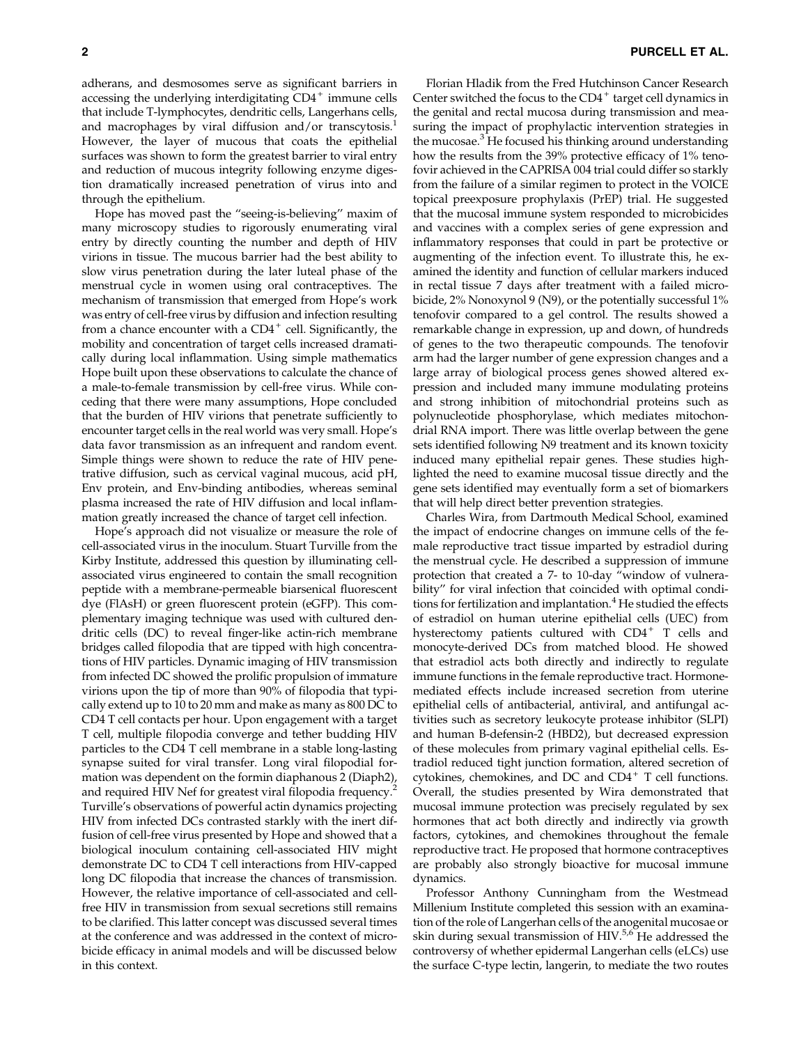adherans, and desmosomes serve as significant barriers in accessing the underlying interdigitating $CD4^+$ immune cells that include T-lymphocytes, dendritic cells, Langerhans cells, and macrophages by viral diffusion and/or transcytosis.[1] However, the layer of mucous that coats the epithelial surfaces was shown to form the greatest barrier to viral entry and reduction of mucous integrity following enzyme digestion dramatically increased penetration of virus into and through the epithelium.

Hope has moved past the "seeing-is-believing" maxim of many microscopy studies to rigorously enumerating viral entry by directly counting the number and depth of HIV virions in tissue. The mucous barrier had the best ability to slow virus penetration during the later luteal phase of the menstrual cycle in women using oral contraceptives. The mechanism of transmission that emerged from Hope's work was entry of cell-free virus by diffusion and infection resulting from a chance encounter with a $CD4^+$ cell. Significantly, the mobility and concentration of target cells increased dramatically during local inflammation. Using simple mathematics Hope built upon these observations to calculate the chance of a male-to-female transmission by cell-free virus. While conceding that there were many assumptions, Hope concluded that the burden of HIV virions that penetrate sufficiently to encounter target cells in the real world was very small. Hope's data favor transmission as an infrequent and random event. Simple things were shown to reduce the rate of HIV penetrative diffusion, such as cervical vaginal mucous, acid pH, Env protein, and Env-binding antibodies, whereas seminal plasma increased the rate of HIV diffusion and local inflammation greatly increased the chance of target cell infection.

Hope's approach did not visualize or measure the role of cell-associated virus in the inoculum. Stuart Turville from the Kirby Institute, addressed this question by illuminating cell-associated virus engineered to contain the small recognition peptide with a membrane-permeable biarsenical fluorescent dye (FlAsH) or green fluorescent protein (eGFP). This complementary imaging technique was used with cultured dendritic cells (DC) to reveal finger-like actin-rich membrane bridges called filopodia that are tipped with high concentrations of HIV particles. Dynamic imaging of HIV transmission from infected DC showed the prolific propulsion of immature virions upon the tip of more than 90% of filopodia that typically extend up to 10 to 20 mm and make as many as 800 DC to CD4 T cell contacts per hour. Upon engagement with a target T cell, multiple filopodia converge and tether budding HIV particles to the CD4 T cell membrane in a stable long-lasting synapse suited for viral transfer. Long viral filopodial formation was dependent on the formin diaphanous 2 (Diaph2), and required HIV Nef for greatest viral filopodia frequency.[2] Turville's observations of powerful actin dynamics projecting HIV from infected DCs contrasted starkly with the inert diffusion of cell-free virus presented by Hope and showed that a biological inoculum containing cell-associated HIV might demonstrate DC to CD4 T cell interactions from HIV-capped long DC filopodia that increase the chances of transmission. However, the relative importance of cell-associated and cell-free HIV in transmission from sexual secretions still remains to be clarified. This latter concept was discussed several times at the conference and was addressed in the context of microbicide efficacy in animal models and will be discussed below in this context.

Florian Hladik from the Fred Hutchinson Cancer Research Center switched the focus to the $CD4^+$ target cell dynamics in the genital and rectal mucosa during transmission and measuring the impact of prophylactic intervention strategies in the mucosae.[3] He focused his thinking around understanding how the results from the 39% protective efficacy of 1% tenofovir achieved in the CAPRISA 004 trial could differ so starkly from the failure of a similar regimen to protect in the VOICE topical preexposure prophylaxis (PrEP) trial. He suggested that the mucosal immune system responded to microbicides and vaccines with a complex series of gene expression and inflammatory responses that could in part be protective or augmenting of the infection event. To illustrate this, he examined the identity and function of cellular markers induced in rectal tissue 7 days after treatment with a failed microbicide, 2% Nonoxynol 9 (N9), or the potentially successful 1% tenofovir compared to a gel control. The results showed a remarkable change in expression, up and down, of hundreds of genes to the two therapeutic compounds. The tenofovir arm had the larger number of gene expression changes and a large array of biological process genes showed altered expression and included many immune modulating proteins and strong inhibition of mitochondrial proteins such as polynucleotide phosphorylase, which mediates mitochondrial RNA import. There was little overlap between the gene sets identified following N9 treatment and its known toxicity induced many epithelial repair genes. These studies highlighted the need to examine mucosal tissue directly and the gene sets identified may eventually form a set of biomarkers that will help direct better prevention strategies.

Charles Wira, from Dartmouth Medical School, examined the impact of endocrine changes on immune cells of the female reproductive tract tissue imparted by estradiol during the menstrual cycle. He described a suppression of immune protection that created a 7- to 10-day "window of vulnerability" for viral infection that coincided with optimal conditions for fertilization and implantation.[4] He studied the effects of estradiol on human uterine epithelial cells (UEC) from hysterectomy patients cultured with $CD4^+$ T cells and monocyte-derived DCs from matched blood. He showed that estradiol acts both directly and indirectly to regulate immune functions in the female reproductive tract. Hormone-mediated effects include increased secretion from uterine epithelial cells of antibacterial, antiviral, and antifungal activities such as secretory leukocyte protease inhibitor (SLPI) and human B-defensin-2 (HBD2), but decreased expression of these molecules from primary vaginal epithelial cells. Estradiol reduced tight junction formation, altered secretion of cytokines, chemokines, and DC and $CD4^+$ T cell functions. Overall, the studies presented by Wira demonstrated that mucosal immune protection was precisely regulated by sex hormones that act both directly and indirectly via growth factors, cytokines, and chemokines throughout the female reproductive tract. He proposed that hormone contraceptives are probably also strongly bioactive for mucosal immune dynamics.

Professor Anthony Cunningham from the Westmead Millenium Institute completed this session with an examination of the role of Langerhan cells of the anogenital mucosae or skin during sexual transmission of HIV.[5,6] He addressed the controversy of whether epidermal Langerhan cells (eLCs) use the surface C-type lectin, langerin, to mediate the two routes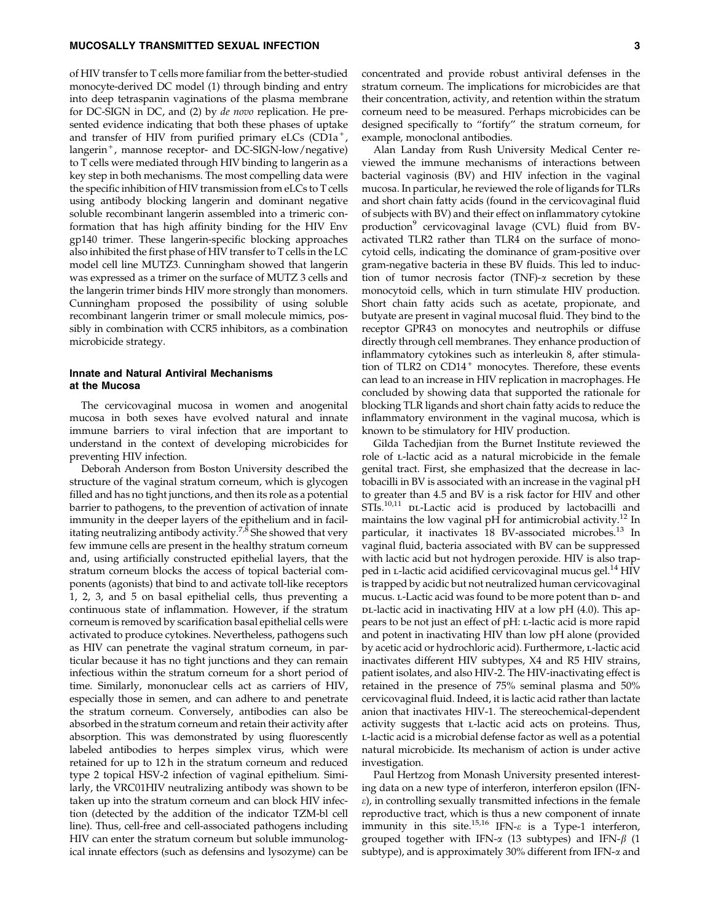of HIV transfer to T cells more familiar from the better-studied monocyte-derived DC model (1) through binding and entry into deep tetraspanin vaginations of the plasma membrane for DC-SIGN in DC, and (2) by *de novo* replication. He presented evidence indicating that both these phases of uptake and transfer of HIV from purified primary eLCs ($CD1a^+$, $langerin^+$, mannose receptor- and DC-SIGN-low/negative) to T cells were mediated through HIV binding to langerin as a key step in both mechanisms. The most compelling data were the specific inhibition of HIV transmission from eLCs to T cells using antibody blocking langerin and dominant negative soluble recombinant langerin assembled into a trimeric conformation that has high affinity binding for the HIV Env gp140 trimer. These langerin-specific blocking approaches also inhibited the first phase of HIV transfer to T cells in the LC model cell line MUTZ3. Cunningham showed that langerin was expressed as a trimer on the surface of MUTZ 3 cells and the langerin trimer binds HIV more strongly than monomers. Cunningham proposed the possibility of using soluble recombinant langerin trimer or small molecule mimics, possibly in combination with CCR5 inhibitors, as a combination microbicide strategy.

### Innate and Natural Antiviral Mechanisms at the Mucosa

The cervicovaginal mucosa in women and anogenital mucosa in both sexes have evolved natural and innate immune barriers to viral infection that are important to understand in the context of developing microbicides for preventing HIV infection.

Deborah Anderson from Boston University described the structure of the vaginal stratum corneum, which is glycogen filled and has no tight junctions, and then its role as a potential barrier to pathogens, to the prevention of activation of innate immunity in the deeper layers of the epithelium and in facilitating neutralizing antibody activity.[7,8] She showed that very few immune cells are present in the healthy stratum corneum and, using artificially constructed epithelial layers, that the stratum corneum blocks the access of topical bacterial components (agonists) that bind to and activate toll-like receptors 1, 2, 3, and 5 on basal epithelial cells, thus preventing a continuous state of inflammation. However, if the stratum corneum is removed by scarification basal epithelial cells were activated to produce cytokines. Nevertheless, pathogens such as HIV can penetrate the vaginal stratum corneum, in particular because it has no tight junctions and they can remain infectious within the stratum corneum for a short period of time. Similarly, mononuclear cells act as carriers of HIV, especially those in semen, and can adhere to and penetrate the stratum corneum. Conversely, antibodies can also be absorbed in the stratum corneum and retain their activity after absorption. This was demonstrated by using fluorescently labeled antibodies to herpes simplex virus, which were retained for up to 12 h in the stratum corneum and reduced type 2 topical HSV-2 infection of vaginal epithelium. Similarly, the VRC01HIV neutralizing antibody was shown to be taken up into the stratum corneum and can block HIV infection (detected by the addition of the indicator TZM-bl cell line). Thus, cell-free and cell-associated pathogens including HIV can enter the stratum corneum but soluble immunological innate effectors (such as defensins and lysozyme) can be concentrated and provide robust antiviral defenses in the stratum corneum. The implications for microbicides are that their concentration, activity, and retention within the stratum corneum need to be measured. Perhaps microbicides can be designed specifically to "fortify" the stratum corneum, for example, monoclonal antibodies.

Alan Landay from Rush University Medical Center reviewed the immune mechanisms of interactions between bacterial vaginosis (BV) and HIV infection in the vaginal mucosa. In particular, he reviewed the role of ligands for TLRs and short chain fatty acids (found in the cervicovaginal fluid of subjects with BV) and their effect on inflammatory cytokine production[9] cervicovaginal lavage (CVL) fluid from BV-activated TLR2 rather than TLR4 on the surface of monocytoid cells, indicating the dominance of gram-positive over gram-negative bacteria in these BV fluids. This led to induction of tumor necrosis factor (TNF)-$\alpha$ secretion by these monocytoid cells, which in turn stimulate HIV production. Short chain fatty acids such as acetate, propionate, and butyrate are present in vaginal mucosal fluid. They bind to the receptor GPR43 on monocytes and neutrophils or diffuse directly through cell membranes. They enhance production of inflammatory cytokines such as interleukin 8, after stimulation of TLR2 on $CD14^+$ monocytes. Therefore, these events can lead to an increase in HIV replication in macrophages. He concluded by showing data that supported the rationale for blocking TLR ligands and short chain fatty acids to reduce the inflammatory environment in the vaginal mucosa, which is known to be stimulatory for HIV production.

Gilda Tachedjian from the Burnet Institute reviewed the role of L-lactic acid as a natural microbicide in the female genital tract. First, she emphasized that the decrease in lactobacilli in BV is associated with an increase in the vaginal pH to greater than 4.5 and BV is a risk factor for HIV and other STIs.[10,11] DL-Lactic acid is produced by lactobacilli and maintains the low vaginal pH for antimicrobial activity.[12] In particular, it inactivates 18 BV-associated microbes.[13] In vaginal fluid, bacteria associated with BV can be suppressed with lactic acid but not hydrogen peroxide. HIV is also trapped in L-lactic acid acidified cervicovaginal mucus gel.[14] HIV is trapped by acidic but not neutralized human cervicovaginal mucus. L-Lactic acid was found to be more potent than D- and DL-lactic acid in inactivating HIV at a low pH (4.0). This appears to be not just an effect of pH: L-lactic acid is more rapid and potent in inactivating HIV than low pH alone (provided by acetic acid or hydrochloric acid). Furthermore, L-lactic acid inactivates different HIV subtypes, X4 and R5 HIV strains, patient isolates, and also HIV-2. The HIV-inactivating effect is retained in the presence of 75% seminal plasma and 50% cervicovaginal fluid. Indeed, it is lactic acid rather than lactate anion that inactivates HIV-1. The stereochemical-dependent activity suggests that L-lactic acid acts on proteins. Thus, L-lactic acid is a microbial defense factor as well as a potential natural microbicide. Its mechanism of action is under active investigation.

Paul Hertzog from Monash University presented interesting data on a new type of interferon, interferon epsilon (IFN-$\varepsilon$), in controlling sexually transmitted infections in the female reproductive tract, which is thus a new component of innate immunity in this site.[15,16] IFN-$\varepsilon$ is a Type-1 interferon, grouped together with IFN-$\alpha$ (13 subtypes) and IFN-$\beta$ (1 subtype), and is approximately 30% different from IFN-$\alpha$ and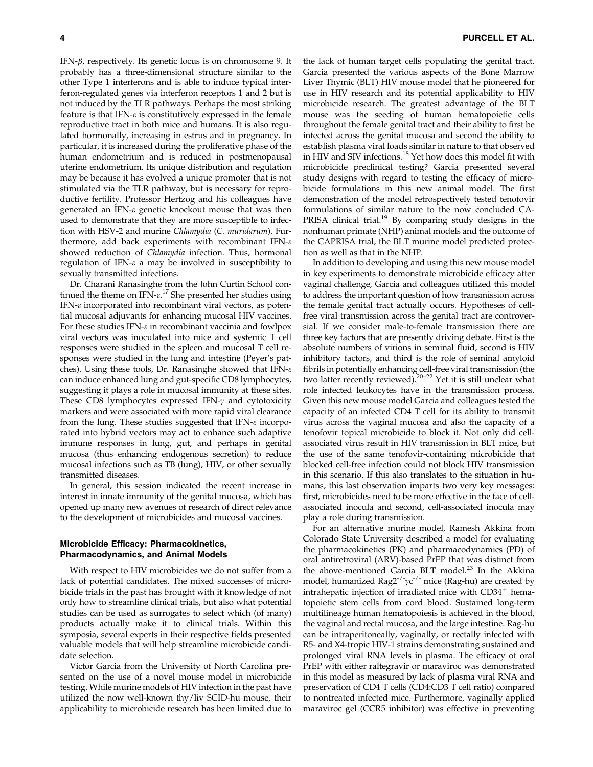IFN-$\beta$, respectively. Its genetic locus is on chromosome 9. It probably has a three-dimensional structure similar to the other Type 1 interferons and is able to induce typical interferon-regulated genes via interferon receptors 1 and 2 but is not induced by the TLR pathways. Perhaps the most striking feature is that IFN-$\varepsilon$ is constitutively expressed in the female reproductive tract in both mice and humans. It is also regulated hormonally, increasing in estrus and in pregnancy. In particular, it is increased during the proliferative phase of the human endometrium and is reduced in postmenopausal uterine endometrium. Its unique distribution and regulation may be because it has evolved a unique promoter that is not stimulated via the TLR pathway, but is necessary for reproductive fertility. Professor Hertzog and his colleagues have generated an IFN-$\varepsilon$ genetic knockout mouse that was then used to demonstrate that they are more susceptible to infection with HSV-2 and murine *Chlamydia* (*C. muridarum*). Furthermore, add back experiments with recombinant IFN-$\varepsilon$ showed reduction of *Chlamydia* infection. Thus, hormonal regulation of IFN-$\varepsilon$ a may be involved in susceptibility to sexually transmitted infections.

Dr. Charani Ranasinghe from the John Curtin School continued the theme on IFN-$\varepsilon$.[17] She presented her studies using IFN-$\varepsilon$ incorporated into recombinant viral vectors, as potential mucosal adjuvants for enhancing mucosal HIV vaccines. For these studies IFN-$\varepsilon$ in recombinant vaccinia and fowlpox viral vectors was inoculated into mice and systemic T cell responses were studied in the spleen and mucosal T cell responses were studied in the lung and intestine (Peyer's patches). Using these tools, Dr. Ranasinghe showed that IFN-$\varepsilon$ can induce enhanced lung and gut-specific CD8 lymphocytes, suggesting it plays a role in mucosal immunity at these sites. These CD8 lymphocytes expressed IFN-$\gamma$ and cytotoxicity markers and were associated with more rapid viral clearance from the lung. These studies suggested that IFN-$\varepsilon$ incorporated into hybrid vectors may act to enhance such adaptive immune responses in lung, gut, and perhaps in genital mucosa (thus enhancing endogenous secretion) to reduce mucosal infections such as TB (lung), HIV, or other sexually transmitted diseases.

In general, this session indicated the recent increase in interest in innate immunity of the genital mucosa, which has opened up many new avenues of research of direct relevance to the development of microbicides and mucosal vaccines.

### Microbicide Efficacy: Pharmacokinetics, Pharmacodynamics, and Animal Models

With respect to HIV microbicides we do not suffer from a lack of potential candidates. The mixed successes of microbicide trials in the past has brought with it knowledge of not only how to streamline clinical trials, but also what potential studies can be used as surrogates to select which (of many) products actually make it to clinical trials. Within this symposia, several experts in their respective fields presented valuable models that will help streamline microbicide candidate selection.

Victor Garcia from the University of North Carolina presented on the use of a novel mouse model in microbicide testing. While murine models of HIV infection in the past have utilized the now well-known thy/liv SCID-hu mouse, their applicability to microbicide research has been limited due to the lack of human target cells populating the genital tract. Garcia presented the various aspects of the Bone Marrow Liver Thymic (BLT) HIV mouse model that he pioneered for use in HIV research and its potential applicability to HIV microbicide research. The greatest advantage of the BLT mouse was the seeding of human hematopoietic cells throughout the female genital tract and their ability to first be infected across the genital mucosa and second the ability to establish plasma viral loads similar in nature to that observed in HIV and SIV infections.[18] Yet how does this model fit with microbicide preclinical testing? Garcia presented several study designs with regard to testing the efficacy of microbicide formulations in this new animal model. The first demonstration of the model retrospectively tested tenofovir formulations of similar nature to the now concluded CAPRISA clinical trial.[19] By comparing study designs in the nonhuman primate (NHP) animal models and the outcome of the CAPRISA trial, the BLT murine model predicted protection as well as that in the NHP.

In addition to developing and using this new mouse model in key experiments to demonstrate microbicide efficacy after vaginal challenge, Garcia and colleagues utilized this model to address the important question of how transmission across the female genital tract actually occurs. Hypotheses of cell-free viral transmission across the genital tract are controversial. If we consider male-to-female transmission there are three key factors that are presently driving debate. First is the absolute numbers of virions in seminal fluid, second is HIV inhibitory factors, and third is the role of seminal amyloid fibrils in potentially enhancing cell-free viral transmission (the two latter recently reviewed).[20–22] Yet it is still unclear what role infected leukocytes have in the transmission process. Given this new mouse model Garcia and colleagues tested the capacity of an infected CD4 T cell for its ability to transmit virus across the vaginal mucosa and also the capacity of a tenofovir topical microbicide to block it. Not only did cell-associated virus result in HIV transmission in BLT mice, but the use of the same tenofovir-containing microbicide that blocked cell-free infection could not block HIV transmission in this scenario. If this also translates to the situation in humans, this last observation imparts two very key messages: first, microbicides need to be more effective in the face of cell-associated inocula and second, cell-associated inocula may play a role during transmission.

For an alternative murine model, Ramesh Akkina from Colorado State University described a model for evaluating the pharmacokinetics (PK) and pharmacodynamics (PD) of oral antiretroviral (ARV)-based PrEP that was distinct from the above-mentioned Garcia BLT model.[23] In the Akkina model, humanized Rag2$^{-/-}\gamma$c$^{-/-}$ mice (Rag-hu) are created by intrahepatic injection of irradiated mice with CD34$^{+}$ hematopoietic stem cells from cord blood. Sustained long-term multilineage human hematopoiesis is achieved in the blood, the vaginal and rectal mucosa, and the large intestine. Rag-hu can be intraperitoneally, vaginally, or rectally infected with R5- and X4-tropic HIV-1 strains demonstrating sustained and prolonged viral RNA levels in plasma. The efficacy of oral PrEP with either raltegravir or maraviroc was demonstrated in this model as measured by lack of plasma viral RNA and preservation of CD4 T cells (CD4:CD3 T cell ratio) compared to nontreated infected mice. Furthermore, vaginally applied maraviroc gel (CCR5 inhibitor) was effective in preventing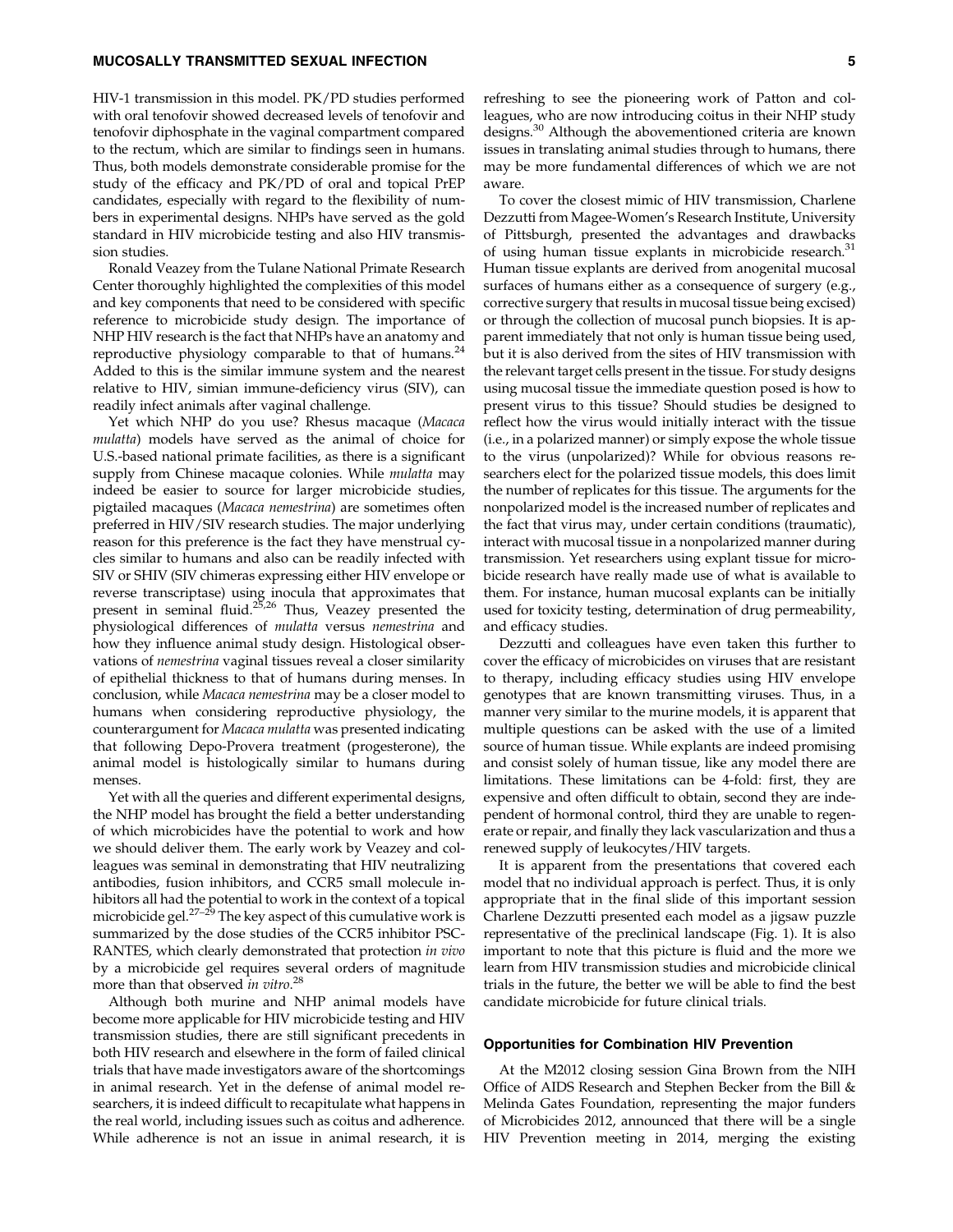HIV-1 transmission in this model. PK/PD studies performed with oral tenofovir showed decreased levels of tenofovir and tenofovir diphosphate in the vaginal compartment compared to the rectum, which are similar to findings seen in humans. Thus, both models demonstrate considerable promise for the study of the efficacy and PK/PD of oral and topical PrEP candidates, especially with regard to the flexibility of numbers in experimental designs. NHPs have served as the gold standard in HIV microbicide testing and also HIV transmission studies.

Ronald Veazey from the Tulane National Primate Research Center thoroughly highlighted the complexities of this model and key components that need to be considered with specific reference to microbicide study design. The importance of NHP HIV research is the fact that NHPs have an anatomy and reproductive physiology comparable to that of humans.[24] Added to this is the similar immune system and the nearest relative to HIV, simian immune-deficiency virus (SIV), can readily infect animals after vaginal challenge.

Yet which NHP do you use? Rhesus macaque (*Macaca mulatta*) models have served as the animal of choice for U.S.-based national primate facilities, as there is a significant supply from Chinese macaque colonies. While *mulatta* may indeed be easier to source for larger microbicide studies, pigtailed macaques (*Macaca nemestrina*) are sometimes often preferred in HIV/SIV research studies. The major underlying reason for this preference is the fact they have menstrual cycles similar to humans and also can be readily infected with SIV or SHIV (SIV chimeras expressing either HIV envelope or reverse transcriptase) using inocula that approximates that present in seminal fluid.[25,26] Thus, Veazey presented the physiological differences of *mulatta* versus *nemestrina* and how they influence animal study design. Histological observations of *nemestrina* vaginal tissues reveal a closer similarity of epithelial thickness to that of humans during menses. In conclusion, while *Macaca nemestrina* may be a closer model to humans when considering reproductive physiology, the counterargument for *Macaca mulatta* was presented indicating that following Depo-Provera treatment (progesterone), the animal model is histologically similar to humans during menses.

Yet with all the queries and different experimental designs, the NHP model has brought the field a better understanding of which microbicides have the potential to work and how we should deliver them. The early work by Veazey and colleagues was seminal in demonstrating that HIV neutralizing antibodies, fusion inhibitors, and CCR5 small molecule inhibitors all had the potential to work in the context of a topical microbicide gel.[27–29] The key aspect of this cumulative work is summarized by the dose studies of the CCR5 inhibitor PSC-RANTES, which clearly demonstrated that protection *in vivo* by a microbicide gel requires several orders of magnitude more than that observed *in vitro*.[28]

Although both murine and NHP animal models have become more applicable for HIV microbicide testing and HIV transmission studies, there are still significant precedents in both HIV research and elsewhere in the form of failed clinical trials that have made investigators aware of the shortcomings in animal research. Yet in the defense of animal model researchers, it is indeed difficult to recapitulate what happens in the real world, including issues such as coitus and adherence. While adherence is not an issue in animal research, it is refreshing to see the pioneering work of Patton and colleagues, who are now introducing coitus in their NHP study designs.[30] Although the abovementioned criteria are known issues in translating animal studies through to humans, there may be more fundamental differences of which we are not aware.

To cover the closest mimic of HIV transmission, Charlene Dezzutti from Magee-Women's Research Institute, University of Pittsburgh, presented the advantages and drawbacks of using human tissue explants in microbicide research.[31] Human tissue explants are derived from anogenital mucosal surfaces of humans either as a consequence of surgery (e.g., corrective surgery that results in mucosal tissue being excised) or through the collection of mucosal punch biopsies. It is apparent immediately that not only is human tissue being used, but it is also derived from the sites of HIV transmission with the relevant target cells present in the tissue. For study designs using mucosal tissue the immediate question posed is how to present virus to this tissue? Should studies be designed to reflect how the virus would initially interact with the tissue (i.e., in a polarized manner) or simply expose the whole tissue to the virus (unpolarized)? While for obvious reasons researchers elect for the polarized tissue models, this does limit the number of replicates for this tissue. The arguments for the nonpolarized model is the increased number of replicates and the fact that virus may, under certain conditions (traumatic), interact with mucosal tissue in a nonpolarized manner during transmission. Yet researchers using explant tissue for microbicide research have really made use of what is available to them. For instance, human mucosal explants can be initially used for toxicity testing, determination of drug permeability, and efficacy studies.

Dezzutti and colleagues have even taken this further to cover the efficacy of microbicides on viruses that are resistant to therapy, including efficacy studies using HIV envelope genotypes that are known transmitting viruses. Thus, in a manner very similar to the murine models, it is apparent that multiple questions can be asked with the use of a limited source of human tissue. While explants are indeed promising and consist solely of human tissue, like any model there are limitations. These limitations can be 4-fold: first, they are expensive and often difficult to obtain, second they are independent of hormonal control, third they are unable to regenerate or repair, and finally they lack vascularization and thus a renewed supply of leukocytes/HIV targets.

It is apparent from the presentations that covered each model that no individual approach is perfect. Thus, it is only appropriate that in the final slide of this important session Charlene Dezzutti presented each model as a jigsaw puzzle representative of the preclinical landscape (Fig. 1). It is also important to note that this picture is fluid and the more we learn from HIV transmission studies and microbicide clinical trials in the future, the better we will be able to find the best candidate microbicide for future clinical trials.

## Opportunities for Combination HIV Prevention

At the M2012 closing session Gina Brown from the NIH Office of AIDS Research and Stephen Becker from the Bill & Melinda Gates Foundation, representing the major funders of Microbicides 2012, announced that there will be a single HIV Prevention meeting in 2014, merging the existing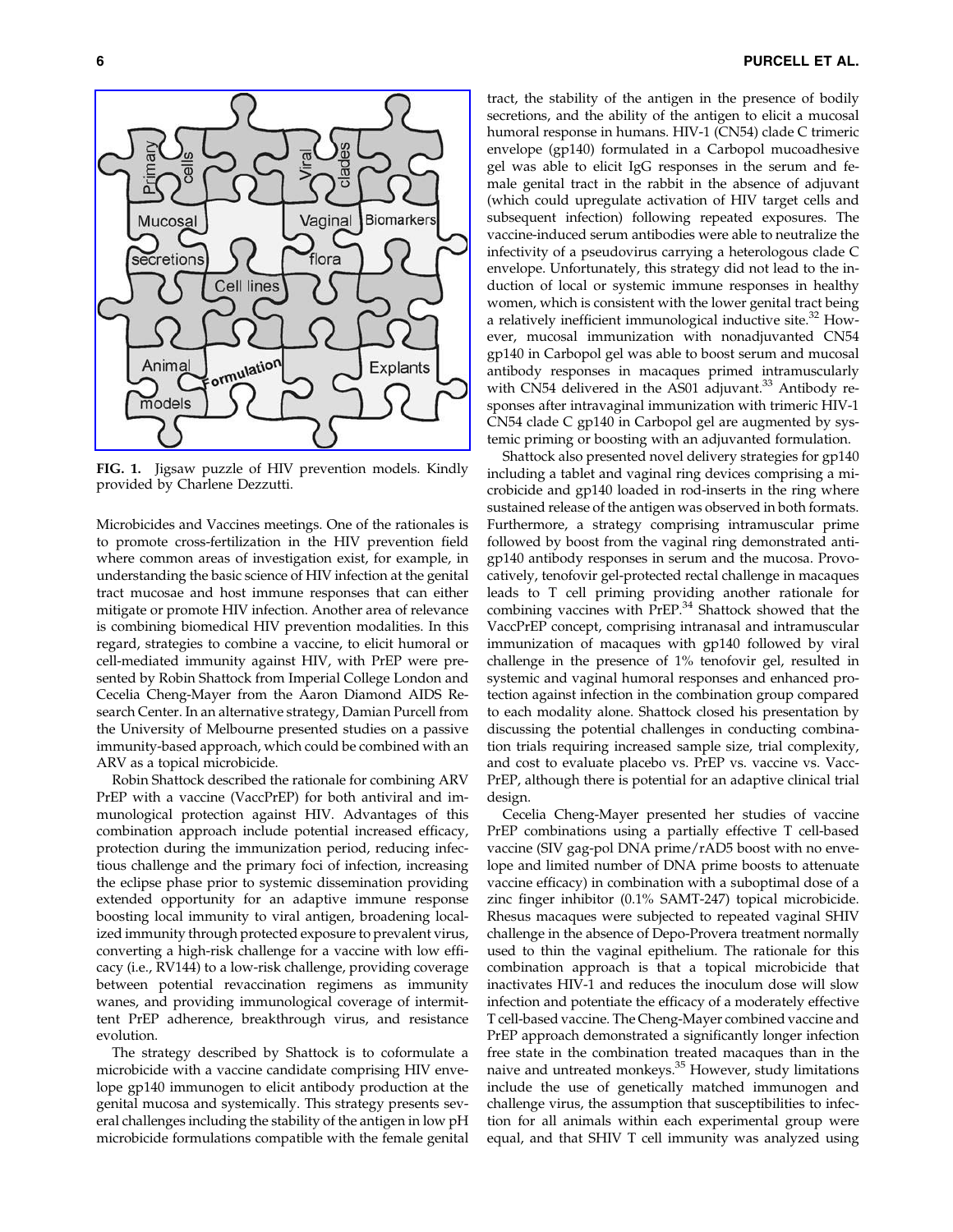FIG. 1. Jigsaw puzzle of HIV prevention models. Kindly provided by Charlene Dezzutti.

Microbicides and Vaccines meetings. One of the rationales is to promote cross-fertilization in the HIV prevention field where common areas of investigation exist, for example, in understanding the basic science of HIV infection at the genital tract mucosae and host immune responses that can either mitigate or promote HIV infection. Another area of relevance is combining biomedical HIV prevention modalities. In this regard, strategies to combine a vaccine, to elicit humoral or cell-mediated immunity against HIV, with PrEP were presented by Robin Shattock from Imperial College London and Cecelia Cheng-Mayer from the Aaron Diamond AIDS Research Center. In an alternative strategy, Damian Purcell from the University of Melbourne presented studies on a passive immunity-based approach, which could be combined with an ARV as a topical microbicide.

Robin Shattock described the rationale for combining ARV PrEP with a vaccine (VaccPrEP) for both antiviral and immunological protection against HIV. Advantages of this combination approach include potential increased efficacy, protection during the immunization period, reducing infectious challenge and the primary foci of infection, increasing the eclipse phase prior to systemic dissemination providing extended opportunity for an adaptive immune response boosting local immunity to viral antigen, broadening localized immunity through protected exposure to prevalent virus, converting a high-risk challenge for a vaccine with low efficacy (i.e., RV144) to a low-risk challenge, providing coverage between potential revaccination regimens as immunity wanes, and providing immunological coverage of intermittent PrEP adherence, breakthrough virus, and resistance evolution.

The strategy described by Shattock is to coformulate a microbicide with a vaccine candidate comprising HIV envelope gp140 immunogen to elicit antibody production at the genital mucosa and systemically. This strategy presents several challenges including the stability of the antigen in low pH microbicide formulations compatible with the female genital tract, the stability of the antigen in the presence of bodily secretions, and the ability of the antigen to elicit a mucosal humoral response in humans. HIV-1 (CN54) clade C trimeric envelope (gp140) formulated in a Carbopol mucoadhesive gel was able to elicit IgG responses in the serum and female genital tract in the rabbit in the absence of adjuvant (which could upregulate activation of HIV target cells and subsequent infection) following repeated exposures. The vaccine-induced serum antibodies were able to neutralize the infectivity of a pseudovirus carrying a heterologous clade C envelope. Unfortunately, this strategy did not lead to the induction of local or systemic immune responses in healthy women, which is consistent with the lower genital tract being a relatively inefficient immunological inductive site.[32] However, mucosal immunization with nonadjuvanted CN54 gp140 in Carbopol gel was able to boost serum and mucosal antibody responses in macaques primed intramuscularly with CN54 delivered in the AS01 adjuvant.[33] Antibody responses after intravaginal immunization with trimeric HIV-1 CN54 clade C gp140 in Carbopol gel are augmented by systemic priming or boosting with an adjuvanted formulation.

Shattock also presented novel delivery strategies for gp140 including a tablet and vaginal ring devices comprising a microbicide and gp140 loaded in rod-inserts in the ring where sustained release of the antigen was observed in both formats. Furthermore, a strategy comprising intramuscular prime followed by boost from the vaginal ring demonstrated anti-gp140 antibody responses in serum and the mucosa. Provocatively, tenofovir gel-protected rectal challenge in macaques leads to T cell priming providing another rationale for combining vaccines with PrEP.[34] Shattock showed that the VaccPrEP concept, comprising intranasal and intramuscular immunization of macaques with gp140 followed by viral challenge in the presence of 1% tenofovir gel, resulted in systemic and vaginal humoral responses and enhanced protection against infection in the combination group compared to each modality alone. Shattock closed his presentation by discussing the potential challenges in conducting combination trials requiring increased sample size, trial complexity, and cost to evaluate placebo vs. PrEP vs. vaccine vs. VaccPrEP, although there is potential for an adaptive clinical trial design.

Cecelia Cheng-Mayer presented her studies of vaccine PrEP combinations using a partially effective T cell-based vaccine (SIV gag-pol DNA prime/rAD5 boost with no envelope and limited number of DNA prime boosts to attenuate vaccine efficacy) in combination with a suboptimal dose of a zinc finger inhibitor (0.1% SAMT-247) topical microbicide. Rhesus macaques were subjected to repeated vaginal SHIV challenge in the absence of Depo-Provera treatment normally used to thin the vaginal epithelium. The rationale for this combination approach is that a topical microbicide that inactivates HIV-1 and reduces the inoculum dose will slow infection and potentiate the efficacy of a moderately effective T cell-based vaccine. The Cheng-Mayer combined vaccine and PrEP approach demonstrated a significantly longer infection free state in the combination treated macaques than in the naive and untreated monkeys.[35] However, study limitations include the use of genetically matched immunogen and challenge virus, the assumption that susceptibilities to infection for all animals within each experimental group were equal, and that SHIV T cell immunity was analyzed using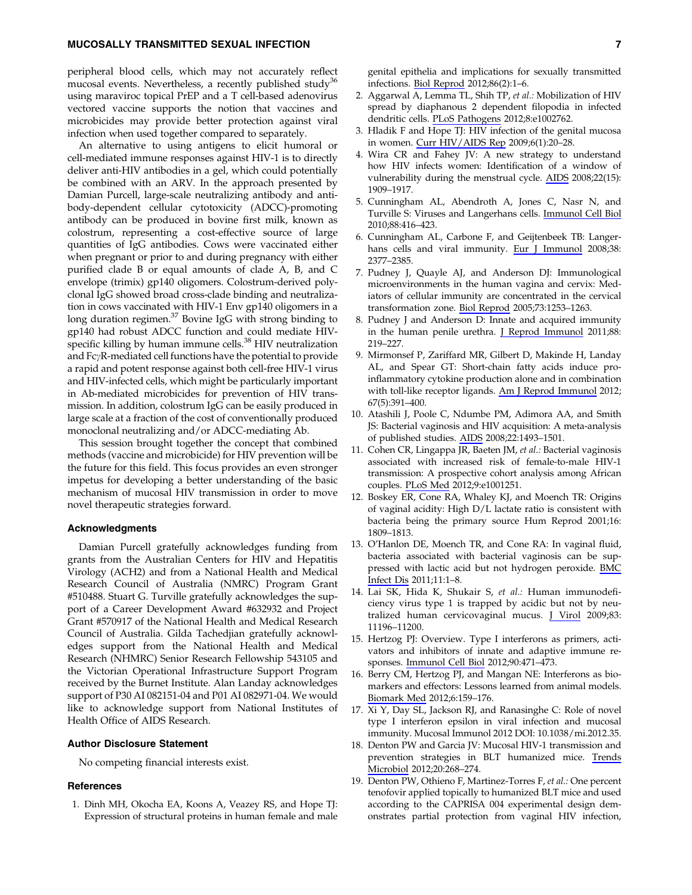peripheral blood cells, which may not accurately reflect mucosal events. Nevertheless, a recently published study[36] using maraviroc topical PrEP and a T cell-based adenovirus vectored vaccine supports the notion that vaccines and microbicides may provide better protection against viral infection when used together compared to separately.

An alternative to using antigens to elicit humoral or cell-mediated immune responses against HIV-1 is to directly deliver anti-HIV antibodies in a gel, which could potentially be combined with an ARV. In the approach presented by Damian Purcell, large-scale neutralizing antibody and antibody-dependent cellular cytotoxicity (ADCC)-promoting antibody can be produced in bovine first milk, known as colostrum, representing a cost-effective source of large quantities of IgG antibodies. Cows were vaccinated either when pregnant or prior to and during pregnancy with either purified clade B or equal amounts of clade A, B, and C envelope (trimix) gp140 oligomers. Colostrum-derived polyclonal IgG showed broad cross-clade binding and neutralization in cows vaccinated with HIV-1 Env gp140 oligomers in a long duration regimen.[37] Bovine IgG with strong binding to gp140 had robust ADCC function and could mediate HIV-specific killing by human immune cells.[38] HIV neutralization and Fc$\gamma$R-mediated cell functions have the potential to provide a rapid and potent response against both cell-free HIV-1 virus and HIV-infected cells, which might be particularly important in Ab-mediated microbicides for prevention of HIV transmission. In addition, colostrum IgG can be easily produced in large scale at a fraction of the cost of conventionally produced monoclonal neutralizing and/or ADCC-mediating Ab.

This session brought together the concept that combined methods (vaccine and microbicide) for HIV prevention will be the future for this field. This focus provides an even stronger impetus for developing a better understanding of the basic mechanism of mucosal HIV transmission in order to move novel therapeutic strategies forward.

## Acknowledgments

Damian Purcell gratefully acknowledges funding from grants from the Australian Centers for HIV and Hepatitis Virology (ACH2) and from a National Health and Medical Research Council of Australia (NMRC) Program Grant #510488. Stuart G. Turville gratefully acknowledges the support of a Career Development Award #632932 and Project Grant #570917 of the National Health and Medical Research Council of Australia. Gilda Tachedjian gratefully acknowledges support from the National Health and Medical Research (NHMRC) Senior Research Fellowship 543105 and the Victorian Operational Infrastructure Support Program received by the Burnet Institute. Alan Landay acknowledges support of P30 AI 082151-04 and P01 AI 082971-04. We would like to acknowledge support from National Institutes of Health Office of AIDS Research.

## Author Disclosure Statement

No competing financial interests exist.

## References

1. Dinh MH, Okocha EA, Koons A, Veazey RS, and Hope TJ: Expression of structural proteins in human female and male genital epithelia and implications for sexually transmitted infections. Biol Reprod 2012;86(2):1–6.
2. Aggarwal A, Lemma TL, Shih TP, *et al.:* Mobilization of HIV spread by diaphanous 2 dependent filopodia in infected dendritic cells. PLoS Pathogens 2012;8:e1002762.
3. Hladik F and Hope TJ: HIV infection of the genital mucosa in women. Curr HIV/AIDS Rep 2009;6(1):20–28.
4. Wira CR and Fahey JV: A new strategy to understand how HIV infects women: Identification of a window of vulnerability during the menstrual cycle. AIDS 2008;22(15): 1909–1917.
5. Cunningham AL, Abendroth A, Jones C, Nasr N, and Turville S: Viruses and Langerhans cells. Immunol Cell Biol 2010;88:416–423.
6. Cunningham AL, Carbone F, and Geijtenbeek TB: Langerhans cells and viral immunity. Eur J Immunol 2008;38: 2377–2385.
7. Pudney J, Quayle AJ, and Anderson DJ: Immunological microenvironments in the human vagina and cervix: Mediators of cellular immunity are concentrated in the cervical transformation zone. Biol Reprod 2005;73:1253–1263.
8. Pudney J and Anderson D: Innate and acquired immunity in the human penile urethra. J Reprod Immunol 2011;88: 219–227.
9. Mirmonsef P, Zariffard MR, Gilbert D, Makinde H, Landay AL, and Spear GT: Short-chain fatty acids induce proinflammatory cytokine production alone and in combination with toll-like receptor ligands. Am J Reprod Immunol 2012; 67(5):391–400.
10. Atashili J, Poole C, Ndumbe PM, Adimora AA, and Smith JS: Bacterial vaginosis and HIV acquisition: A meta-analysis of published studies. AIDS 2008;22:1493–1501.
11. Cohen CR, Lingappa JR, Baeten JM, *et al.:* Bacterial vaginosis associated with increased risk of female-to-male HIV-1 transmission: A prospective cohort analysis among African couples. PLoS Med 2012;9:e1001251.
12. Boskey ER, Cone RA, Whaley KJ, and Moench TR: Origins of vaginal acidity: High D/L lactate ratio is consistent with bacteria being the primary source Hum Reprod 2001;16: 1809–1813.
13. O'Hanlon DE, Moench TR, and Cone RA: In vaginal fluid, bacteria associated with bacterial vaginosis can be suppressed with lactic acid but not hydrogen peroxide. BMC Infect Dis 2011;11:1–8.
14. Lai SK, Hida K, Shukair S, *et al.:* Human immunodeficiency virus type 1 is trapped by acidic but not by neutralized human cervicovaginal mucus. J Virol 2009;83: 11196–11200.
15. Hertzog PJ: Overview. Type I interferons as primers, activators and inhibitors of innate and adaptive immune responses. Immunol Cell Biol 2012;90:471–473.
16. Berry CM, Hertzog PJ, and Mangan NE: Interferons as biomarkers and effectors: Lessons learned from animal models. Biomark Med 2012;6:159–176.
17. Xi Y, Day SL, Jackson RJ, and Ranasinghe C: Role of novel type I interferon epsilon in viral infection and mucosal immunity. Mucosal Immunol 2012 DOI: 10.1038/mi.2012.35.
18. Denton PW and Garcia JV: Mucosal HIV-1 transmission and prevention strategies in BLT humanized mice. Trends Microbiol 2012;20:268–274.
19. Denton PW, Othieno F, Martinez-Torres F, *et al.:* One percent tenofovir applied topically to humanized BLT mice and used according to the CAPRISA 004 experimental design demonstrates partial protection from vaginal HIV infection,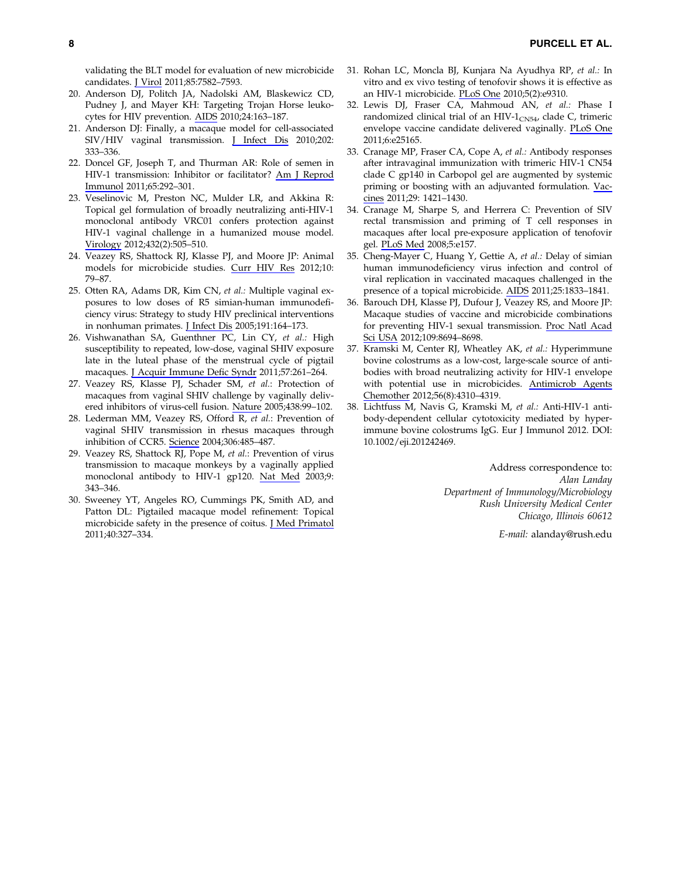validating the BLT model for evaluation of new microbicide candidates. J Virol 2011;85:7582–7593.

20. Anderson DJ, Politch JA, Nadolski AM, Blaskewicz CD, Pudney J, and Mayer KH: Targeting Trojan Horse leukocytes for HIV prevention. AIDS 2010;24:163–187.
21. Anderson DJ: Finally, a macaque model for cell-associated SIV/HIV vaginal transmission. J Infect Dis 2010;202: 333–336.
22. Doncel GF, Joseph T, and Thurman AR: Role of semen in HIV-1 transmission: Inhibitor or facilitator? Am J Reprod Immunol 2011;65:292–301.
23. Veselinovic M, Preston NC, Mulder LR, and Akkina R: Topical gel formulation of broadly neutralizing anti-HIV-1 monoclonal antibody VRC01 confers protection against HIV-1 vaginal challenge in a humanized mouse model. Virology 2012;432(2):505–510.
24. Veazey RS, Shattock RJ, Klasse PJ, and Moore JP: Animal models for microbicide studies. Curr HIV Res 2012;10: 79–87.
25. Otten RA, Adams DR, Kim CN, *et al.:* Multiple vaginal exposures to low doses of R5 simian-human immunodeficiency virus: Strategy to study HIV preclinical interventions in nonhuman primates. J Infect Dis 2005;191:164–173.
26. Vishwanathan SA, Guenthner PC, Lin CY, *et al.:* High susceptibility to repeated, low-dose, vaginal SHIV exposure late in the luteal phase of the menstrual cycle of pigtail macaques. J Acquir Immune Defic Syndr 2011;57:261–264.
27. Veazey RS, Klasse PJ, Schader SM, *et al.*: Protection of macaques from vaginal SHIV challenge by vaginally delivered inhibitors of virus-cell fusion. Nature 2005;438:99–102.
28. Lederman MM, Veazey RS, Offord R, *et al.*: Prevention of vaginal SHIV transmission in rhesus macaques through inhibition of CCR5. Science 2004;306:485–487.
29. Veazey RS, Shattock RJ, Pope M, *et al.*: Prevention of virus transmission to macaque monkeys by a vaginally applied monoclonal antibody to HIV-1 gp120. Nat Med 2003;9: 343–346.
30. Sweeney YT, Angeles RO, Cummings PK, Smith AD, and Patton DL: Pigtailed macaque model refinement: Topical microbicide safety in the presence of coitus. J Med Primatol 2011;40:327–334.
31. Rohan LC, Moncla BJ, Kunjara Na Ayudhya RP, *et al.:* In vitro and ex vivo testing of tenofovir shows it is effective as an HIV-1 microbicide. PLoS One 2010;5(2):e9310.
32. Lewis DJ, Fraser CA, Mahmoud AN, *et al.:* Phase I randomized clinical trial of an HIV-$1_{CN54}$, clade C, trimeric envelope vaccine candidate delivered vaginally. PLoS One 2011;6:e25165.
33. Cranage MP, Fraser CA, Cope A, *et al.:* Antibody responses after intravaginal immunization with trimeric HIV-1 CN54 clade C gp140 in Carbopol gel are augmented by systemic priming or boosting with an adjuvanted formulation. Vaccines 2011;29: 1421–1430.
34. Cranage M, Sharpe S, and Herrera C: Prevention of SIV rectal transmission and priming of T cell responses in macaques after local pre-exposure application of tenofovir gel. PLoS Med 2008;5:e157.
35. Cheng-Mayer C, Huang Y, Gettie A, *et al.:* Delay of simian human immunodeficiency virus infection and control of viral replication in vaccinated macaques challenged in the presence of a topical microbicide. AIDS 2011;25:1833–1841.
36. Barouch DH, Klasse PJ, Dufour J, Veazey RS, and Moore JP: Macaque studies of vaccine and microbicide combinations for preventing HIV-1 sexual transmission. Proc Natl Acad Sci USA 2012;109:8694–8698.
37. Kramski M, Center RJ, Wheatley AK, *et al.:* Hyperimmune bovine colostrums as a low-cost, large-scale source of antibodies with broad neutralizing activity for HIV-1 envelope with potential use in microbicides. Antimicrob Agents Chemother 2012;56(8):4310–4319.
38. Lichtfuss M, Navis G, Kramski M, *et al.:* Anti-HIV-1 antibody-dependent cellular cytotoxicity mediated by hyperimmune bovine colostrums IgG. Eur J Immunol 2012. DOI: 10.1002/eji.201242469.

Address correspondence to:
*Alan Landay*
*Department of Immunology/Microbiology*
*Rush University Medical Center*
*Chicago, Illinois 60612*

*E-mail:* alanday@rush.edu